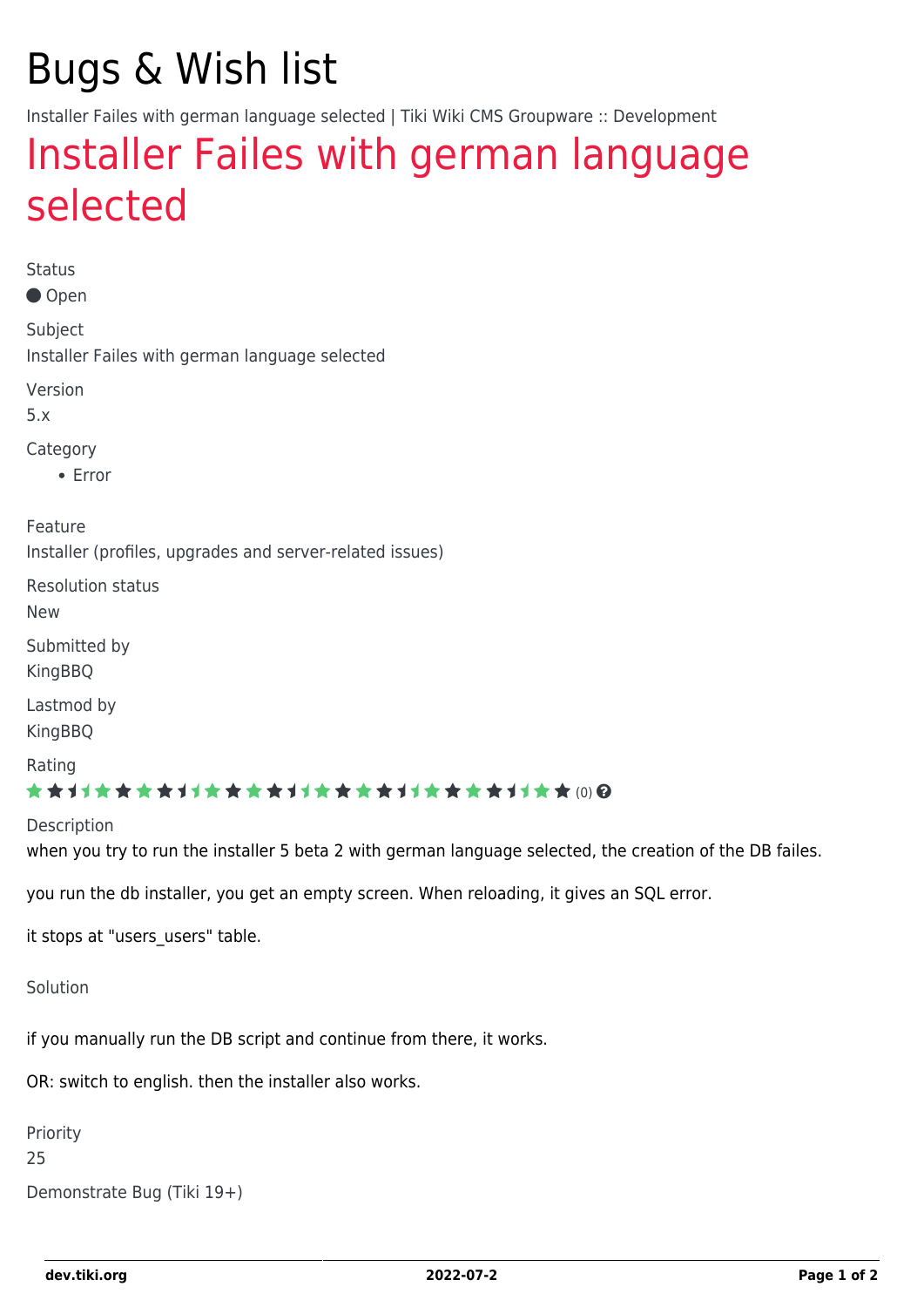# Bugs & Wish list

Installer Failes with german language selected | Tiki Wiki CMS Groupware :: Development

## Installer Failes with german language selected

Status

Open

Subject

Installer Failes with german language selected

Version

5.x

Category

- Error

Feature

Installer (profiles, upgrades and server-related issues)

Resolution status

New

Submitted by

KingBBQ

Lastmod by

KingBBQ

Rating

(0)

Description

when you try to run the installer 5 beta 2 with german language selected, the creation of the DB failes.

you run the db installer, you get an empty screen. When reloading, it gives an SQL error.

it stops at "users_users" table.

Solution

if you manually run the DB script and continue from there, it works.

OR: switch to english. then the installer also works.

Priority

25

Demonstrate Bug (Tiki 19+)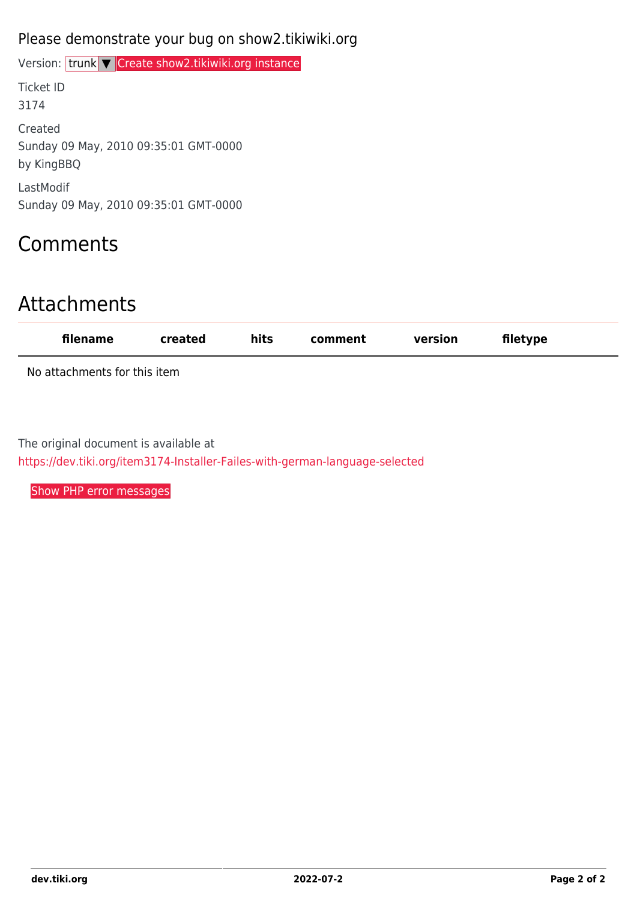Please demonstrate your bug on show2.tikiwiki.org

Version: trunk ▼ Create show2.tikiwiki.org instance

Ticket ID
3174

Created
Sunday 09 May, 2010 09:35:01 GMT-0000
by KingBBQ

LastModif
Sunday 09 May, 2010 09:35:01 GMT-0000

## Comments

## Attachments

| filename | created | hits | comment | version | filetype |
|---|---|---|---|---|---|
| No attachments for this item | | | | | |

The original document is available at
https://dev.tiki.org/item3174-Installer-Failes-with-german-language-selected

Show PHP error messages